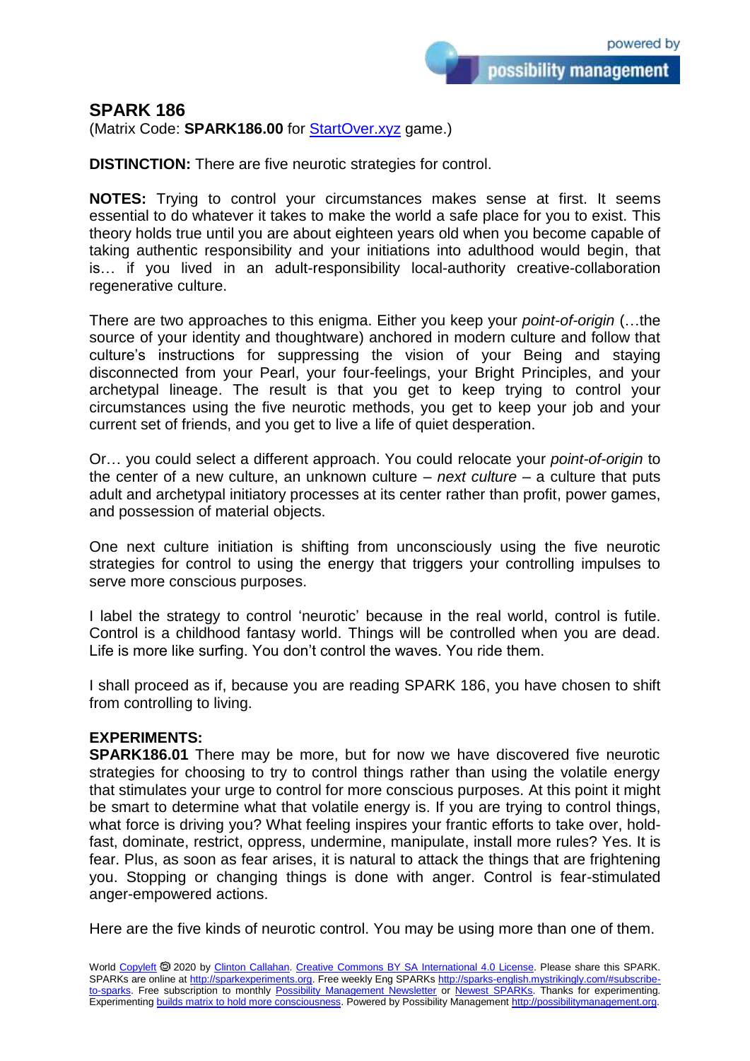# SPARK 186

(Matrix Code: **SPARK186.00** for [StartOver.xyz](StartOver.xyz) game.)

**DISTINCTION:** There are five neurotic strategies for control.

**NOTES:** Trying to control your circumstances makes sense at first. It seems essential to do whatever it takes to make the world a safe place for you to exist. This theory holds true until you are about eighteen years old when you become capable of taking authentic responsibility and your initiations into adulthood would begin, that is… if you lived in an adult-responsibility local-authority creative-collaboration regenerative culture.

There are two approaches to this enigma. Either you keep your *point-of-origin* (…the source of your identity and thoughtware) anchored in modern culture and follow that culture's instructions for suppressing the vision of your Being and staying disconnected from your Pearl, your four-feelings, your Bright Principles, and your archetypal lineage. The result is that you get to keep trying to control your circumstances using the five neurotic methods, you get to keep your job and your current set of friends, and you get to live a life of quiet desperation.

Or… you could select a different approach. You could relocate your *point-of-origin* to the center of a new culture, an unknown culture – *next culture* – a culture that puts adult and archetypal initiatory processes at its center rather than profit, power games, and possession of material objects.

One next culture initiation is shifting from unconsciously using the five neurotic strategies for control to using the energy that triggers your controlling impulses to serve more conscious purposes.

I label the strategy to control 'neurotic' because in the real world, control is futile. Control is a childhood fantasy world. Things will be controlled when you are dead. Life is more like surfing. You don't control the waves. You ride them.

I shall proceed as if, because you are reading SPARK 186, you have chosen to shift from controlling to living.

**EXPERIMENTS:**

**SPARK186.01** There may be more, but for now we have discovered five neurotic strategies for choosing to try to control things rather than using the volatile energy that stimulates your urge to control for more conscious purposes. At this point it might be smart to determine what that volatile energy is. If you are trying to control things, what force is driving you? What feeling inspires your frantic efforts to take over, hold-fast, dominate, restrict, oppress, undermine, manipulate, install more rules? Yes. It is fear. Plus, as soon as fear arises, it is natural to attack the things that are frightening you. Stopping or changing things is done with anger. Control is fear-stimulated anger-empowered actions.

Here are the five kinds of neurotic control. You may be using more than one of them.

World [Copyleft](Copyleft) 🄯 2020 by [Clinton Callahan](Clinton Callahan). [Creative Commons BY SA International 4.0 License](Creative Commons BY SA International 4.0 License). Please share this SPARK. SPARKs are online at [http://sparkexperiments.org](http://sparkexperiments.org). Free weekly Eng SPARKs [http://sparks-english.mystrikingly.com/#subscribe-to-sparks](http://sparks-english.mystrikingly.com/#subscribe-to-sparks). Free subscription to monthly [Possibility Management Newsletter](Possibility Management Newsletter) or [Newest SPARKs](Newest SPARKs). Thanks for experimenting. Experimenting [builds matrix to hold more consciousness](builds matrix to hold more consciousness). Powered by Possibility Management [http://possibilitymanagement.org](http://possibilitymanagement.org).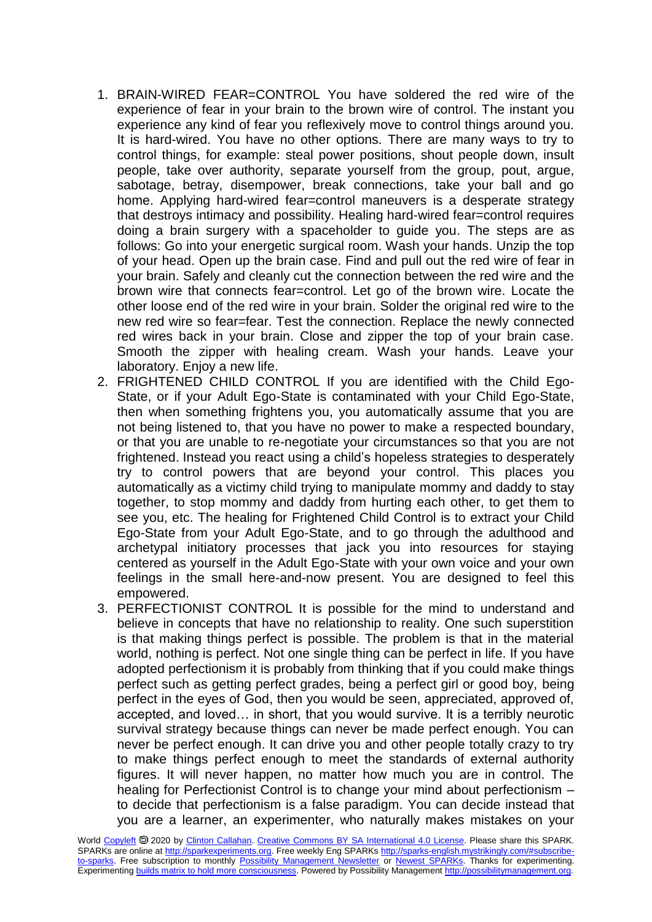1. BRAIN-WIRED FEAR=CONTROL You have soldered the red wire of the experience of fear in your brain to the brown wire of control. The instant you experience any kind of fear you reflexively move to control things around you. It is hard-wired. You have no other options. There are many ways to try to control things, for example: steal power positions, shout people down, insult people, take over authority, separate yourself from the group, pout, argue, sabotage, betray, disempower, break connections, take your ball and go home. Applying hard-wired fear=control maneuvers is a desperate strategy that destroys intimacy and possibility. Healing hard-wired fear=control requires doing a brain surgery with a spaceholder to guide you. The steps are as follows: Go into your energetic surgical room. Wash your hands. Unzip the top of your head. Open up the brain case. Find and pull out the red wire of fear in your brain. Safely and cleanly cut the connection between the red wire and the brown wire that connects fear=control. Let go of the brown wire. Locate the other loose end of the red wire in your brain. Solder the original red wire to the new red wire so fear=fear. Test the connection. Replace the newly connected red wires back in your brain. Close and zipper the top of your brain case. Smooth the zipper with healing cream. Wash your hands. Leave your laboratory. Enjoy a new life.
2. FRIGHTENED CHILD CONTROL If you are identified with the Child Ego-State, or if your Adult Ego-State is contaminated with your Child Ego-State, then when something frightens you, you automatically assume that you are not being listened to, that you have no power to make a respected boundary, or that you are unable to re-negotiate your circumstances so that you are not frightened. Instead you react using a child's hopeless strategies to desperately try to control powers that are beyond your control. This places you automatically as a victimy child trying to manipulate mommy and daddy to stay together, to stop mommy and daddy from hurting each other, to get them to see you, etc. The healing for Frightened Child Control is to extract your Child Ego-State from your Adult Ego-State, and to go through the adulthood and archetypal initiatory processes that jack you into resources for staying centered as yourself in the Adult Ego-State with your own voice and your own feelings in the small here-and-now present. You are designed to feel this empowered.
3. PERFECTIONIST CONTROL It is possible for the mind to understand and believe in concepts that have no relationship to reality. One such superstition is that making things perfect is possible. The problem is that in the material world, nothing is perfect. Not one single thing can be perfect in life. If you have adopted perfectionism it is probably from thinking that if you could make things perfect such as getting perfect grades, being a perfect girl or good boy, being perfect in the eyes of God, then you would be seen, appreciated, approved of, accepted, and loved… in short, that you would survive. It is a terribly neurotic survival strategy because things can never be made perfect enough. You can never be perfect enough. It can drive you and other people totally crazy to try to make things perfect enough to meet the standards of external authority figures. It will never happen, no matter how much you are in control. The healing for Perfectionist Control is to change your mind about perfectionism – to decide that perfectionism is a false paradigm. You can decide instead that you are a learner, an experimenter, who naturally makes mistakes on your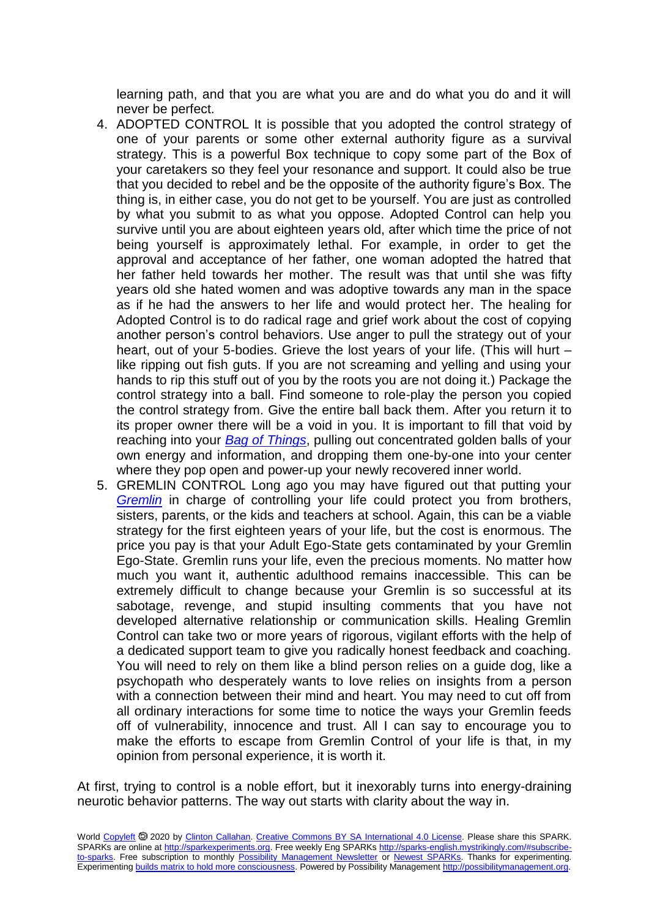learning path, and that you are what you are and do what you do and it will never be perfect.

4. ADOPTED CONTROL It is possible that you adopted the control strategy of one of your parents or some other external authority figure as a survival strategy. This is a powerful Box technique to copy some part of the Box of your caretakers so they feel your resonance and support. It could also be true that you decided to rebel and be the opposite of the authority figure's Box. The thing is, in either case, you do not get to be yourself. You are just as controlled by what you submit to as what you oppose. Adopted Control can help you survive until you are about eighteen years old, after which time the price of not being yourself is approximately lethal. For example, in order to get the approval and acceptance of her father, one woman adopted the hatred that her father held towards her mother. The result was that until she was fifty years old she hated women and was adoptive towards any man in the space as if he had the answers to her life and would protect her. The healing for Adopted Control is to do radical rage and grief work about the cost of copying another person's control behaviors. Use anger to pull the strategy out of your heart, out of your 5-bodies. Grieve the lost years of your life. (This will hurt – like ripping out fish guts. If you are not screaming and yelling and using your hands to rip this stuff out of you by the roots you are not doing it.) Package the control strategy into a ball. Find someone to role-play the person you copied the control strategy from. Give the entire ball back them. After you return it to its proper owner there will be a void in you. It is important to fill that void by reaching into your *Bag of Things*, pulling out concentrated golden balls of your own energy and information, and dropping them one-by-one into your center where they pop open and power-up your newly recovered inner world.
5. GREMLIN CONTROL Long ago you may have figured out that putting your *Gremlin* in charge of controlling your life could protect you from brothers, sisters, parents, or the kids and teachers at school. Again, this can be a viable strategy for the first eighteen years of your life, but the cost is enormous. The price you pay is that your Adult Ego-State gets contaminated by your Gremlin Ego-State. Gremlin runs your life, even the precious moments. No matter how much you want it, authentic adulthood remains inaccessible. This can be extremely difficult to change because your Gremlin is so successful at its sabotage, revenge, and stupid insulting comments that you have not developed alternative relationship or communication skills. Healing Gremlin Control can take two or more years of rigorous, vigilant efforts with the help of a dedicated support team to give you radically honest feedback and coaching. You will need to rely on them like a blind person relies on a guide dog, like a psychopath who desperately wants to love relies on insights from a person with a connection between their mind and heart. You may need to cut off from all ordinary interactions for some time to notice the ways your Gremlin feeds off of vulnerability, innocence and trust. All I can say to encourage you to make the efforts to escape from Gremlin Control of your life is that, in my opinion from personal experience, it is worth it.

At first, trying to control is a noble effort, but it inexorably turns into energy-draining neurotic behavior patterns. The way out starts with clarity about the way in.

World Copyleft 🄯 2020 by Clinton Callahan. Creative Commons BY SA International 4.0 License. Please share this SPARK. SPARKs are online at http://sparkexperiments.org. Free weekly Eng SPARKs http://sparks-english.mystrikingly.com/#subscribe-to-sparks. Free subscription to monthly Possibility Management Newsletter or Newest SPARKs. Thanks for experimenting. Experimenting builds matrix to hold more consciousness. Powered by Possibility Management http://possibilitymanagement.org.